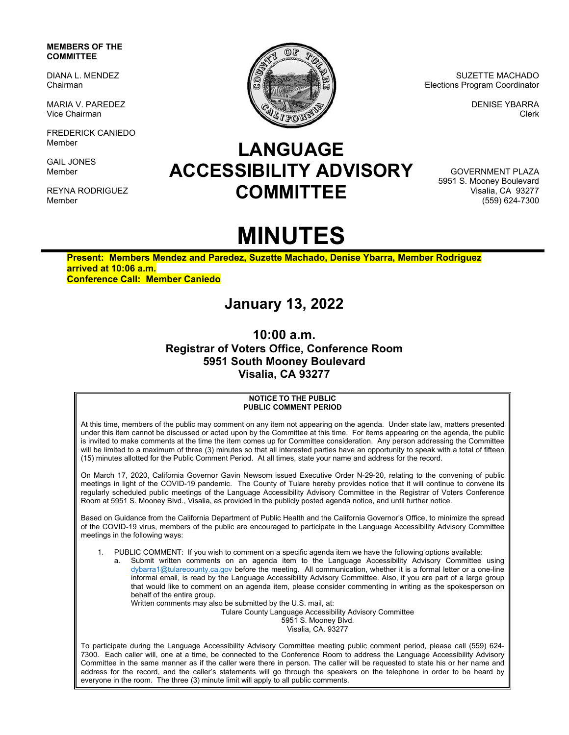**MEMBERS OF THE COMMITTEE**

DIANA L. MENDEZ
Chairman

MARIA V. PAREDEZ
Vice Chairman

FREDERICK CANIEDO
Member

GAIL JONES
Member

REYNA RODRIGUEZ
Member

SUZETTE MACHADO
Elections Program Coordinator

DENISE YBARRA
Clerk

GOVERNMENT PLAZA
5951 S. Mooney Boulevard
Visalia, CA 93277
(559) 624-7300

# LANGUAGE ACCESSIBILITY ADVISORY COMMITTEE

# MINUTES

**Present: Members Mendez and Paredez, Suzette Machado, Denise Ybarra, Member Rodriguez arrived at 10:06 a.m.**
**Conference Call: Member Caniedo**

## January 13, 2022

### 10:00 a.m.
### Registrar of Voters Office, Conference Room
### 5951 South Mooney Boulevard
### Visalia, CA 93277

**NOTICE TO THE PUBLIC**
**PUBLIC COMMENT PERIOD**

At this time, members of the public may comment on any item not appearing on the agenda. Under state law, matters presented under this item cannot be discussed or acted upon by the Committee at this time. For items appearing on the agenda, the public is invited to make comments at the time the item comes up for Committee consideration. Any person addressing the Committee will be limited to a maximum of three (3) minutes so that all interested parties have an opportunity to speak with a total of fifteen (15) minutes allotted for the Public Comment Period. At all times, state your name and address for the record.

On March 17, 2020, California Governor Gavin Newsom issued Executive Order N-29-20, relating to the convening of public meetings in light of the COVID-19 pandemic. The County of Tulare hereby provides notice that it will continue to convene its regularly scheduled public meetings of the Language Accessibility Advisory Committee in the Registrar of Voters Conference Room at 5951 S. Mooney Blvd., Visalia, as provided in the publicly posted agenda notice, and until further notice.

Based on Guidance from the California Department of Public Health and the California Governor's Office, to minimize the spread of the COVID-19 virus, members of the public are encouraged to participate in the Language Accessibility Advisory Committee meetings in the following ways:

1. PUBLIC COMMENT: If you wish to comment on a specific agenda item we have the following options available:
   a. Submit written comments on an agenda item to the Language Accessibility Advisory Committee using dybarra1@tularecounty.ca.gov before the meeting. All communication, whether it is a formal letter or a one-line informal email, is read by the Language Accessibility Advisory Committee. Also, if you are part of a large group that would like to comment on an agenda item, please consider commenting in writing as the spokesperson on behalf of the entire group.
   Written comments may also be submitted by the U.S. mail, at:
   Tulare County Language Accessibility Advisory Committee
   5951 S. Mooney Blvd.
   Visalia, CA. 93277

To participate during the Language Accessibility Advisory Committee meeting public comment period, please call (559) 624-7300. Each caller will, one at a time, be connected to the Conference Room to address the Language Accessibility Advisory Committee in the same manner as if the caller were there in person. The caller will be requested to state his or her name and address for the record, and the caller's statements will go through the speakers on the telephone in order to be heard by everyone in the room. The three (3) minute limit will apply to all public comments.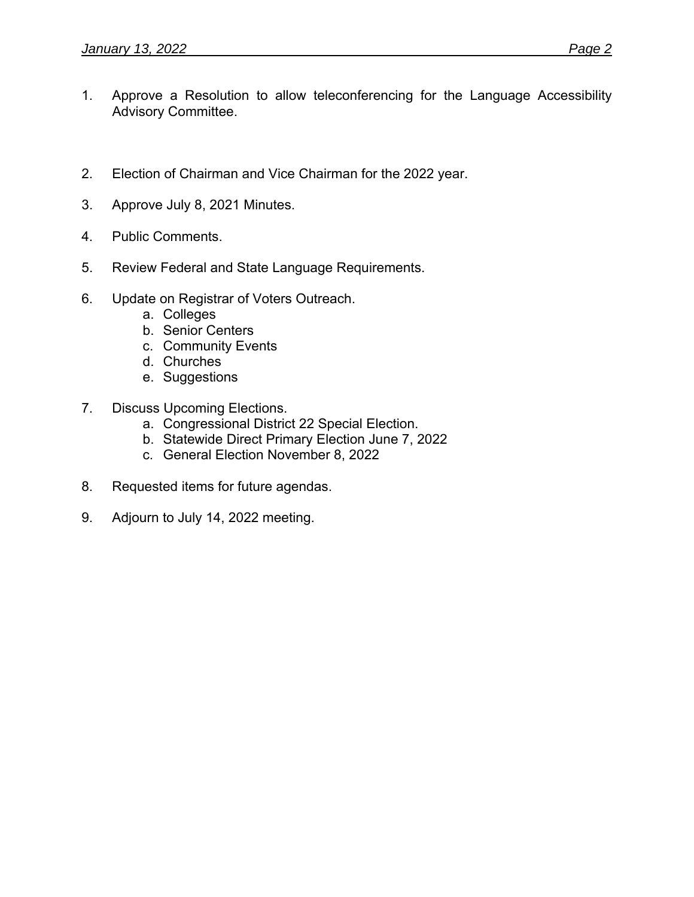1. Approve a Resolution to allow teleconferencing for the Language Accessibility Advisory Committee.

2. Election of Chairman and Vice Chairman for the 2022 year.

3. Approve July 8, 2021 Minutes.

4. Public Comments.

5. Review Federal and State Language Requirements.

6. Update on Registrar of Voters Outreach.
    a. Colleges
    b. Senior Centers
    c. Community Events
    d. Churches
    e. Suggestions

7. Discuss Upcoming Elections.
    a. Congressional District 22 Special Election.
    b. Statewide Direct Primary Election June 7, 2022
    c. General Election November 8, 2022

8. Requested items for future agendas.

9. Adjourn to July 14, 2022 meeting.